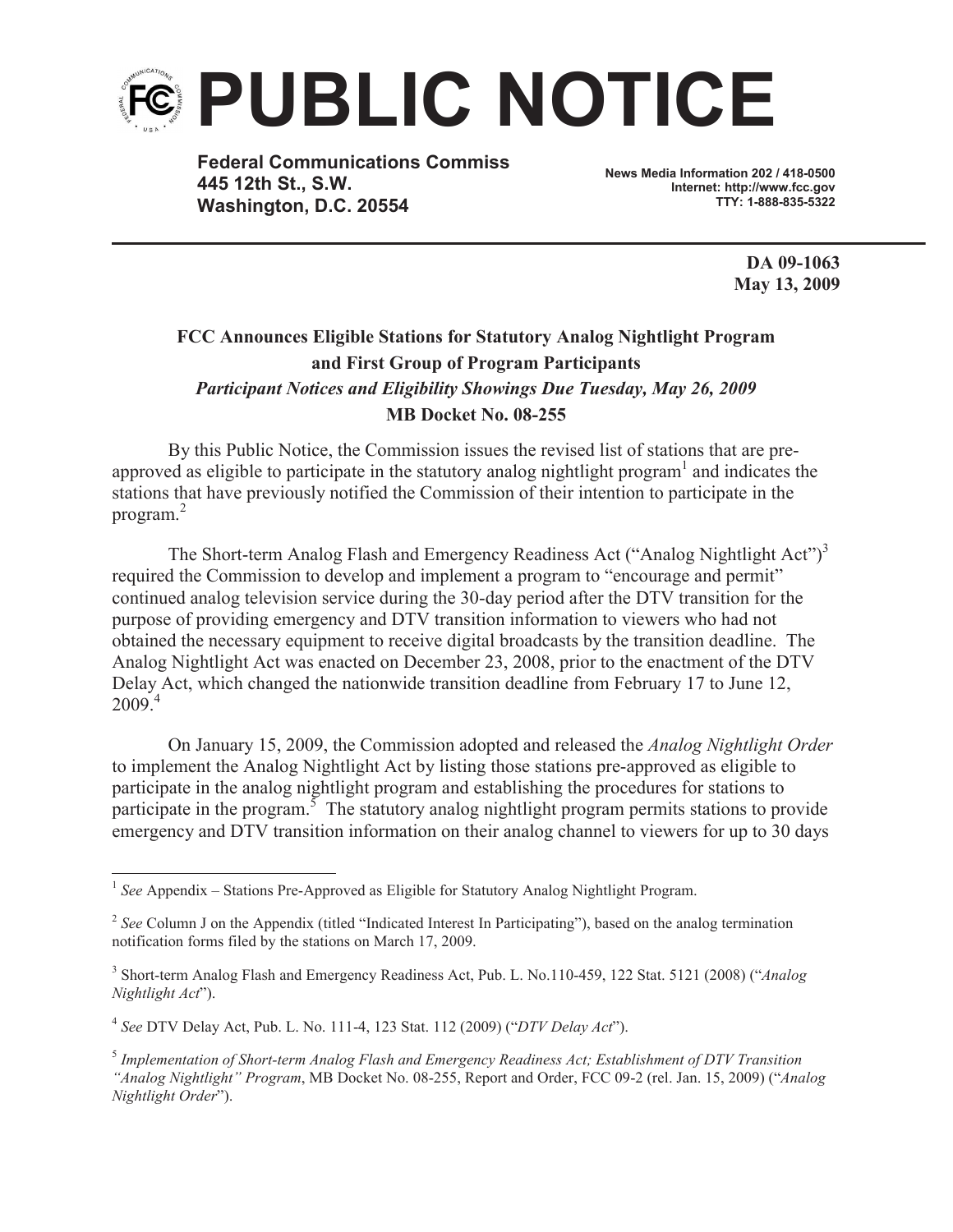# PUBLIC NOTICE

**Federal Communications Commiss**
**445 12th St., S.W.**
**Washington, D.C. 20554**

**News Media Information 202 / 418-0500**
**Internet: http://www.fcc.gov**
**TTY: 1-888-835-5322**

**DA 09-1063**
**May 13, 2009**

**FCC Announces Eligible Stations for Statutory Analog Nightlight Program and First Group of Program Participants**
***Participant Notices and Eligibility Showings Due Tuesday, May 26, 2009***
**MB Docket No. 08-255**

By this Public Notice, the Commission issues the revised list of stations that are pre-approved as eligible to participate in the statutory analog nightlight program[1] and indicates the stations that have previously notified the Commission of their intention to participate in the program.[2]

The Short-term Analog Flash and Emergency Readiness Act ("Analog Nightlight Act")[3] required the Commission to develop and implement a program to "encourage and permit" continued analog television service during the 30-day period after the DTV transition for the purpose of providing emergency and DTV transition information to viewers who had not obtained the necessary equipment to receive digital broadcasts by the transition deadline. The Analog Nightlight Act was enacted on December 23, 2008, prior to the enactment of the DTV Delay Act, which changed the nationwide transition deadline from February 17 to June 12, 2009.[4]

On January 15, 2009, the Commission adopted and released the *Analog Nightlight Order* to implement the Analog Nightlight Act by listing those stations pre-approved as eligible to participate in the analog nightlight program and establishing the procedures for stations to participate in the program.[5] The statutory analog nightlight program permits stations to provide emergency and DTV transition information on their analog channel to viewers for up to 30 days

---

[1] *See* Appendix – Stations Pre-Approved as Eligible for Statutory Analog Nightlight Program.

[2] *See* Column J on the Appendix (titled "Indicated Interest In Participating"), based on the analog termination notification forms filed by the stations on March 17, 2009.

[3] Short-term Analog Flash and Emergency Readiness Act, Pub. L. No.110-459, 122 Stat. 5121 (2008) ("*Analog Nightlight Act*").

[4] *See* DTV Delay Act, Pub. L. No. 111-4, 123 Stat. 112 (2009) ("*DTV Delay Act*").

[5] *Implementation of Short-term Analog Flash and Emergency Readiness Act; Establishment of DTV Transition "Analog Nightlight" Program*, MB Docket No. 08-255, Report and Order, FCC 09-2 (rel. Jan. 15, 2009) ("*Analog Nightlight Order*").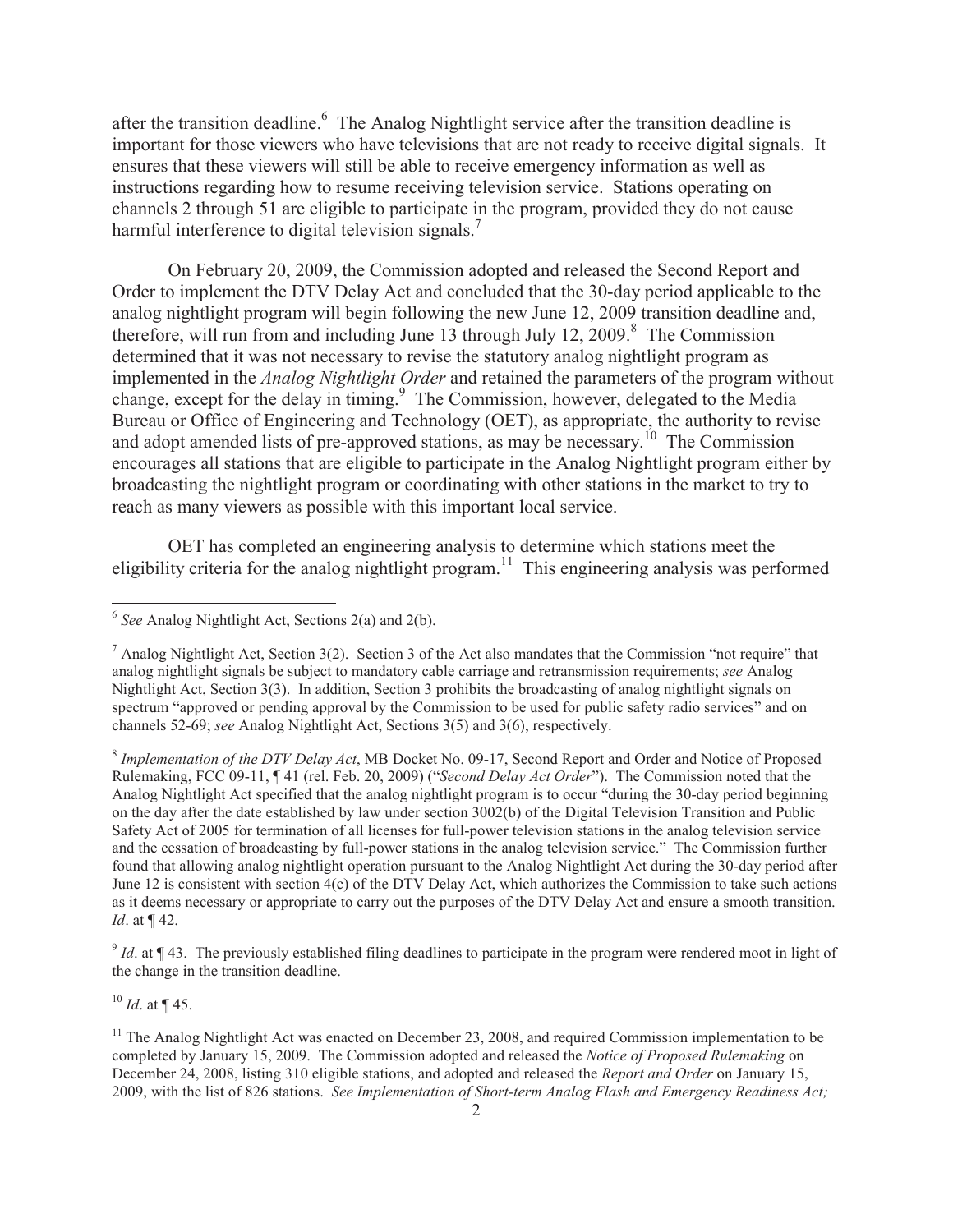after the transition deadline.[6] The Analog Nightlight service after the transition deadline is important for those viewers who have televisions that are not ready to receive digital signals. It ensures that these viewers will still be able to receive emergency information as well as instructions regarding how to resume receiving television service. Stations operating on channels 2 through 51 are eligible to participate in the program, provided they do not cause harmful interference to digital television signals.[7]

On February 20, 2009, the Commission adopted and released the Second Report and Order to implement the DTV Delay Act and concluded that the 30-day period applicable to the analog nightlight program will begin following the new June 12, 2009 transition deadline and, therefore, will run from and including June 13 through July 12, 2009.[8] The Commission determined that it was not necessary to revise the statutory analog nightlight program as implemented in the *Analog Nightlight Order* and retained the parameters of the program without change, except for the delay in timing.[9] The Commission, however, delegated to the Media Bureau or Office of Engineering and Technology (OET), as appropriate, the authority to revise and adopt amended lists of pre-approved stations, as may be necessary.[10] The Commission encourages all stations that are eligible to participate in the Analog Nightlight program either by broadcasting the nightlight program or coordinating with other stations in the market to try to reach as many viewers as possible with this important local service.

OET has completed an engineering analysis to determine which stations meet the eligibility criteria for the analog nightlight program.[11] This engineering analysis was performed

---

[6] *See* Analog Nightlight Act, Sections 2(a) and 2(b).

[7] Analog Nightlight Act, Section 3(2). Section 3 of the Act also mandates that the Commission "not require" that analog nightlight signals be subject to mandatory cable carriage and retransmission requirements; *see* Analog Nightlight Act, Section 3(3). In addition, Section 3 prohibits the broadcasting of analog nightlight signals on spectrum "approved or pending approval by the Commission to be used for public safety radio services" and on channels 52-69; *see* Analog Nightlight Act, Sections 3(5) and 3(6), respectively.

[8] *Implementation of the DTV Delay Act*, MB Docket No. 09-17, Second Report and Order and Notice of Proposed Rulemaking, FCC 09-11, ¶ 41 (rel. Feb. 20, 2009) ("*Second Delay Act Order*"). The Commission noted that the Analog Nightlight Act specified that the analog nightlight program is to occur "during the 30-day period beginning on the day after the date established by law under section 3002(b) of the Digital Television Transition and Public Safety Act of 2005 for termination of all licenses for full-power television stations in the analog television service and the cessation of broadcasting by full-power stations in the analog television service." The Commission further found that allowing analog nightlight operation pursuant to the Analog Nightlight Act during the 30-day period after June 12 is consistent with section 4(c) of the DTV Delay Act, which authorizes the Commission to take such actions as it deems necessary or appropriate to carry out the purposes of the DTV Delay Act and ensure a smooth transition. *Id*. at ¶ 42.

[9] *Id*. at ¶ 43. The previously established filing deadlines to participate in the program were rendered moot in light of the change in the transition deadline.

[10] *Id*. at ¶ 45.

[11] The Analog Nightlight Act was enacted on December 23, 2008, and required Commission implementation to be completed by January 15, 2009. The Commission adopted and released the *Notice of Proposed Rulemaking* on December 24, 2008, listing 310 eligible stations, and adopted and released the *Report and Order* on January 15, 2009, with the list of 826 stations. *See Implementation of Short-term Analog Flash and Emergency Readiness Act;*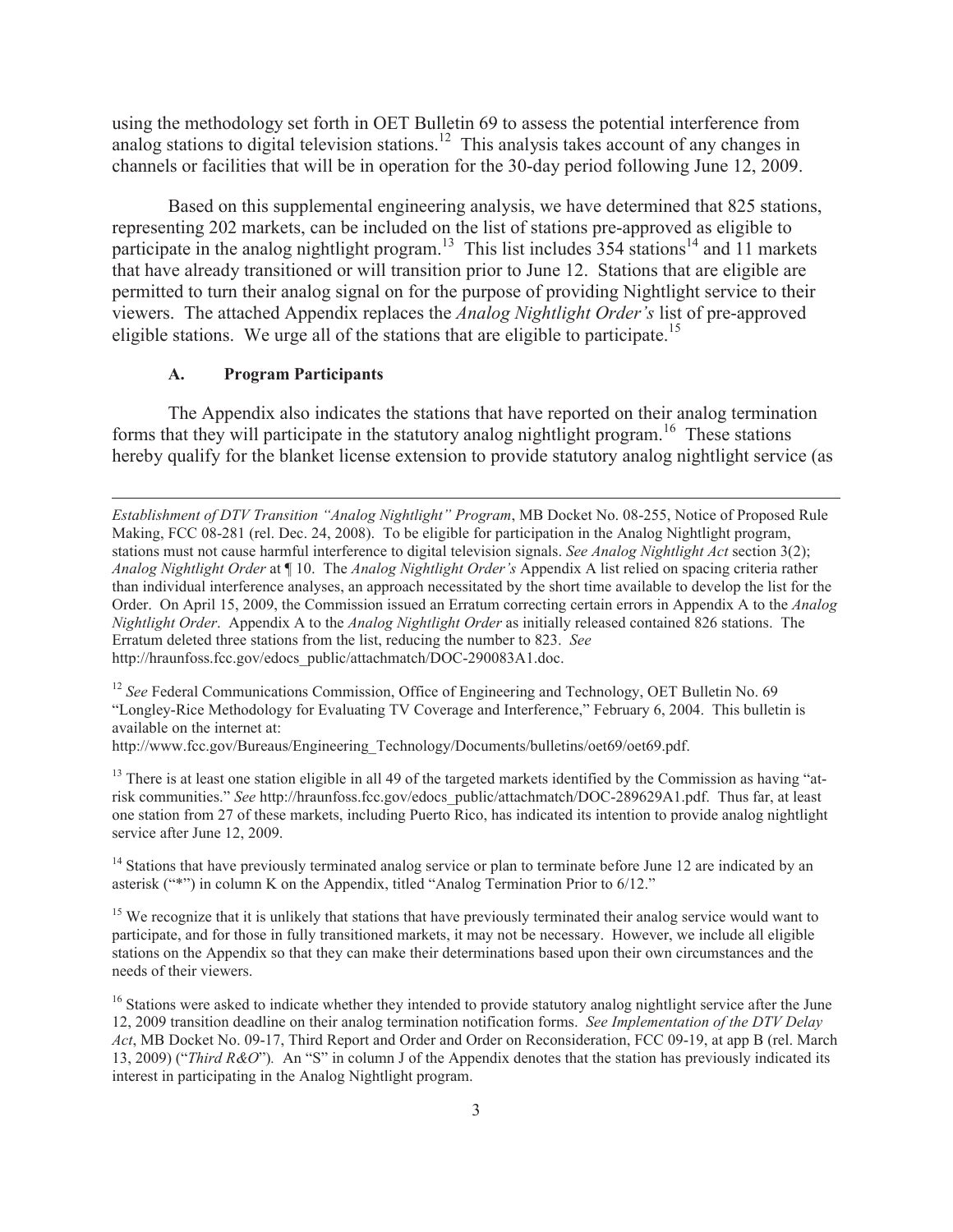using the methodology set forth in OET Bulletin 69 to assess the potential interference from analog stations to digital television stations.[12] This analysis takes account of any changes in channels or facilities that will be in operation for the 30-day period following June 12, 2009.

Based on this supplemental engineering analysis, we have determined that 825 stations, representing 202 markets, can be included on the list of stations pre-approved as eligible to participate in the analog nightlight program.[13] This list includes 354 stations[14] and 11 markets that have already transitioned or will transition prior to June 12. Stations that are eligible are permitted to turn their analog signal on for the purpose of providing Nightlight service to their viewers. The attached Appendix replaces the *Analog Nightlight Order's* list of pre-approved eligible stations. We urge all of the stations that are eligible to participate.[15]

### A. Program Participants

The Appendix also indicates the stations that have reported on their analog termination forms that they will participate in the statutory analog nightlight program.[16] These stations hereby qualify for the blanket license extension to provide statutory analog nightlight service (as

---

*Establishment of DTV Transition "Analog Nightlight" Program*, MB Docket No. 08-255, Notice of Proposed Rule Making, FCC 08-281 (rel. Dec. 24, 2008). To be eligible for participation in the Analog Nightlight program, stations must not cause harmful interference to digital television signals. *See Analog Nightlight Act* section 3(2); *Analog Nightlight Order* at ¶ 10. The *Analog Nightlight Order's* Appendix A list relied on spacing criteria rather than individual interference analyses, an approach necessitated by the short time available to develop the list for the Order. On April 15, 2009, the Commission issued an Erratum correcting certain errors in Appendix A to the *Analog Nightlight Order*. Appendix A to the *Analog Nightlight Order* as initially released contained 826 stations. The Erratum deleted three stations from the list, reducing the number to 823. *See* http://hraunfoss.fcc.gov/edocs_public/attachmatch/DOC-290083A1.doc.

[12] *See* Federal Communications Commission, Office of Engineering and Technology, OET Bulletin No. 69 "Longley-Rice Methodology for Evaluating TV Coverage and Interference," February 6, 2004. This bulletin is available on the internet at: http://www.fcc.gov/Bureaus/Engineering_Technology/Documents/bulletins/oet69/oet69.pdf.

[13] There is at least one station eligible in all 49 of the targeted markets identified by the Commission as having "at-risk communities." *See* http://hraunfoss.fcc.gov/edocs_public/attachmatch/DOC-289629A1.pdf. Thus far, at least one station from 27 of these markets, including Puerto Rico, has indicated its intention to provide analog nightlight service after June 12, 2009.

[14] Stations that have previously terminated analog service or plan to terminate before June 12 are indicated by an asterisk ("*") in column K on the Appendix, titled "Analog Termination Prior to 6/12."

[15] We recognize that it is unlikely that stations that have previously terminated their analog service would want to participate, and for those in fully transitioned markets, it may not be necessary. However, we include all eligible stations on the Appendix so that they can make their determinations based upon their own circumstances and the needs of their viewers.

[16] Stations were asked to indicate whether they intended to provide statutory analog nightlight service after the June 12, 2009 transition deadline on their analog termination notification forms. *See Implementation of the DTV Delay Act*, MB Docket No. 09-17, Third Report and Order and Order on Reconsideration, FCC 09-19, at app B (rel. March 13, 2009) ("*Third R&O*"). An "S" in column J of the Appendix denotes that the station has previously indicated its interest in participating in the Analog Nightlight program.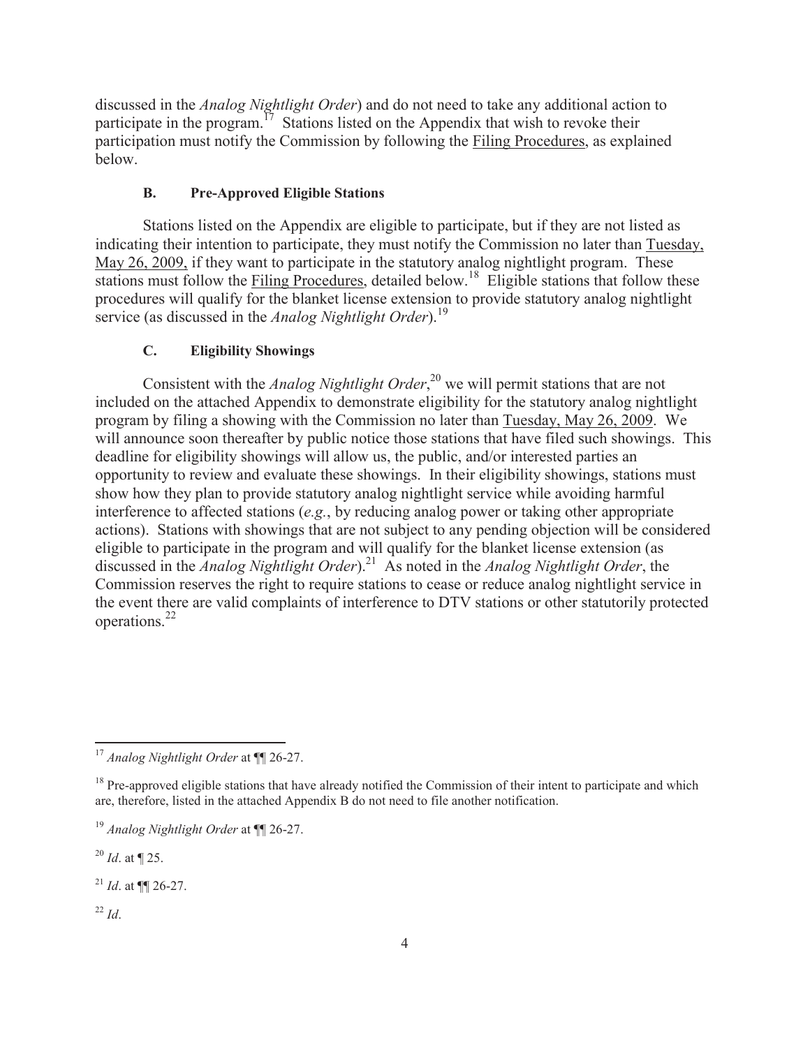discussed in the *Analog Nightlight Order*) and do not need to take any additional action to participate in the program.[17] Stations listed on the Appendix that wish to revoke their participation must notify the Commission by following the Filing Procedures, as explained below.

### B. Pre-Approved Eligible Stations

Stations listed on the Appendix are eligible to participate, but if they are not listed as indicating their intention to participate, they must notify the Commission no later than Tuesday, May 26, 2009, if they want to participate in the statutory analog nightlight program. These stations must follow the Filing Procedures, detailed below.[18] Eligible stations that follow these procedures will qualify for the blanket license extension to provide statutory analog nightlight service (as discussed in the *Analog Nightlight Order*).[19]

### C. Eligibility Showings

Consistent with the *Analog Nightlight Order*,[20] we will permit stations that are not included on the attached Appendix to demonstrate eligibility for the statutory analog nightlight program by filing a showing with the Commission no later than Tuesday, May 26, 2009. We will announce soon thereafter by public notice those stations that have filed such showings. This deadline for eligibility showings will allow us, the public, and/or interested parties an opportunity to review and evaluate these showings. In their eligibility showings, stations must show how they plan to provide statutory analog nightlight service while avoiding harmful interference to affected stations (*e.g.*, by reducing analog power or taking other appropriate actions). Stations with showings that are not subject to any pending objection will be considered eligible to participate in the program and will qualify for the blanket license extension (as discussed in the *Analog Nightlight Order*).[21] As noted in the *Analog Nightlight Order*, the Commission reserves the right to require stations to cease or reduce analog nightlight service in the event there are valid complaints of interference to DTV stations or other statutorily protected operations.[22]

---

[17] *Analog Nightlight Order* at ¶¶ 26-27.

[18] Pre-approved eligible stations that have already notified the Commission of their intent to participate and which are, therefore, listed in the attached Appendix B do not need to file another notification.

[19] *Analog Nightlight Order* at ¶¶ 26-27.

[20] *Id*. at ¶ 25.

[21] *Id*. at ¶¶ 26-27.

[22] *Id*.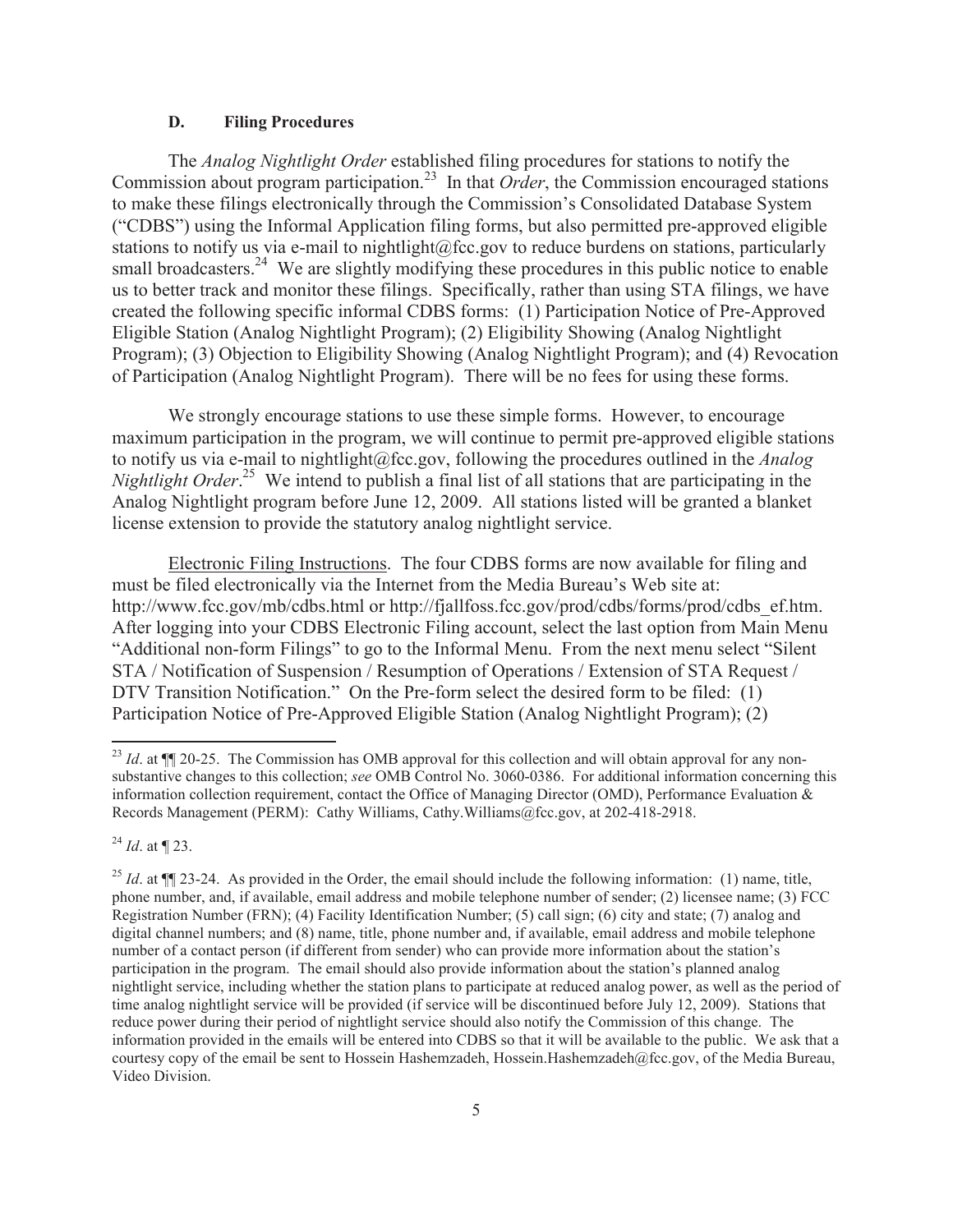### D. Filing Procedures

The *Analog Nightlight Order* established filing procedures for stations to notify the Commission about program participation.[23] In that *Order*, the Commission encouraged stations to make these filings electronically through the Commission's Consolidated Database System ("CDBS") using the Informal Application filing forms, but also permitted pre-approved eligible stations to notify us via e-mail to nightlight@fcc.gov to reduce burdens on stations, particularly small broadcasters.[24] We are slightly modifying these procedures in this public notice to enable us to better track and monitor these filings. Specifically, rather than using STA filings, we have created the following specific informal CDBS forms: (1) Participation Notice of Pre-Approved Eligible Station (Analog Nightlight Program); (2) Eligibility Showing (Analog Nightlight Program); (3) Objection to Eligibility Showing (Analog Nightlight Program); and (4) Revocation of Participation (Analog Nightlight Program). There will be no fees for using these forms.

We strongly encourage stations to use these simple forms. However, to encourage maximum participation in the program, we will continue to permit pre-approved eligible stations to notify us via e-mail to nightlight@fcc.gov, following the procedures outlined in the *Analog Nightlight Order*.[25] We intend to publish a final list of all stations that are participating in the Analog Nightlight program before June 12, 2009. All stations listed will be granted a blanket license extension to provide the statutory analog nightlight service.

Electronic Filing Instructions. The four CDBS forms are now available for filing and must be filed electronically via the Internet from the Media Bureau's Web site at: http://www.fcc.gov/mb/cdbs.html or http://fjallfoss.fcc.gov/prod/cdbs/forms/prod/cdbs_ef.htm. After logging into your CDBS Electronic Filing account, select the last option from Main Menu "Additional non-form Filings" to go to the Informal Menu. From the next menu select "Silent STA / Notification of Suspension / Resumption of Operations / Extension of STA Request / DTV Transition Notification." On the Pre-form select the desired form to be filed: (1) Participation Notice of Pre-Approved Eligible Station (Analog Nightlight Program); (2)

---

[23] *Id*. at ¶¶ 20-25. The Commission has OMB approval for this collection and will obtain approval for any non-substantive changes to this collection; *see* OMB Control No. 3060-0386. For additional information concerning this information collection requirement, contact the Office of Managing Director (OMD), Performance Evaluation & Records Management (PERM): Cathy Williams, Cathy.Williams@fcc.gov, at 202-418-2918.

[24] *Id*. at ¶ 23.

[25] *Id*. at ¶¶ 23-24. As provided in the Order, the email should include the following information: (1) name, title, phone number, and, if available, email address and mobile telephone number of sender; (2) licensee name; (3) FCC Registration Number (FRN); (4) Facility Identification Number; (5) call sign; (6) city and state; (7) analog and digital channel numbers; and (8) name, title, phone number and, if available, email address and mobile telephone number of a contact person (if different from sender) who can provide more information about the station's participation in the program. The email should also provide information about the station's planned analog nightlight service, including whether the station plans to participate at reduced analog power, as well as the period of time analog nightlight service will be provided (if service will be discontinued before July 12, 2009). Stations that reduce power during their period of nightlight service should also notify the Commission of this change. The information provided in the emails will be entered into CDBS so that it will be available to the public. We ask that a courtesy copy of the email be sent to Hossein Hashemzadeh, Hossein.Hashemzadeh@fcc.gov, of the Media Bureau, Video Division.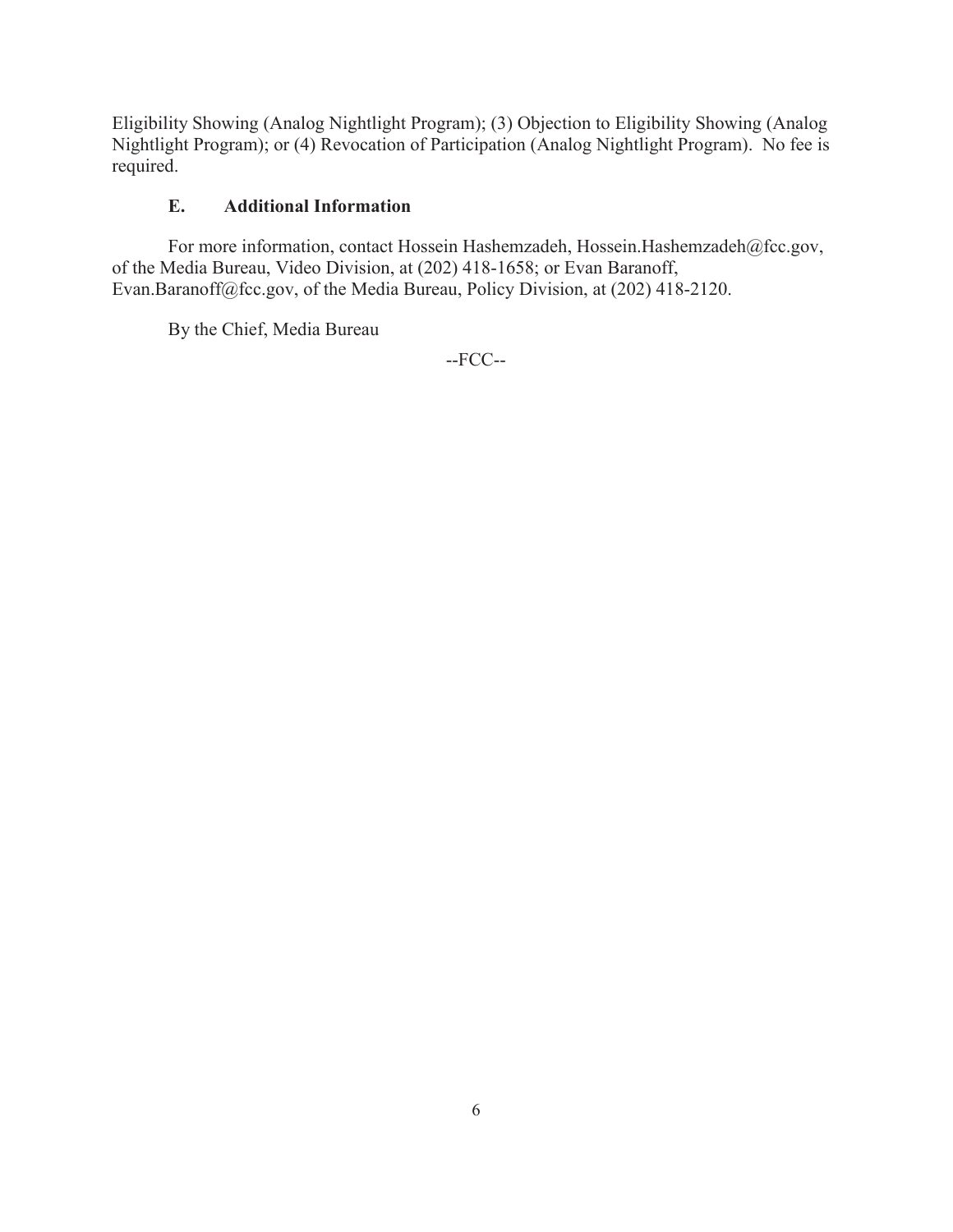Eligibility Showing (Analog Nightlight Program); (3) Objection to Eligibility Showing (Analog Nightlight Program); or (4) Revocation of Participation (Analog Nightlight Program). No fee is required.

### E. Additional Information

For more information, contact Hossein Hashemzadeh, Hossein.Hashemzadeh@fcc.gov, of the Media Bureau, Video Division, at (202) 418-1658; or Evan Baranoff, Evan.Baranoff@fcc.gov, of the Media Bureau, Policy Division, at (202) 418-2120.

By the Chief, Media Bureau

--FCC--